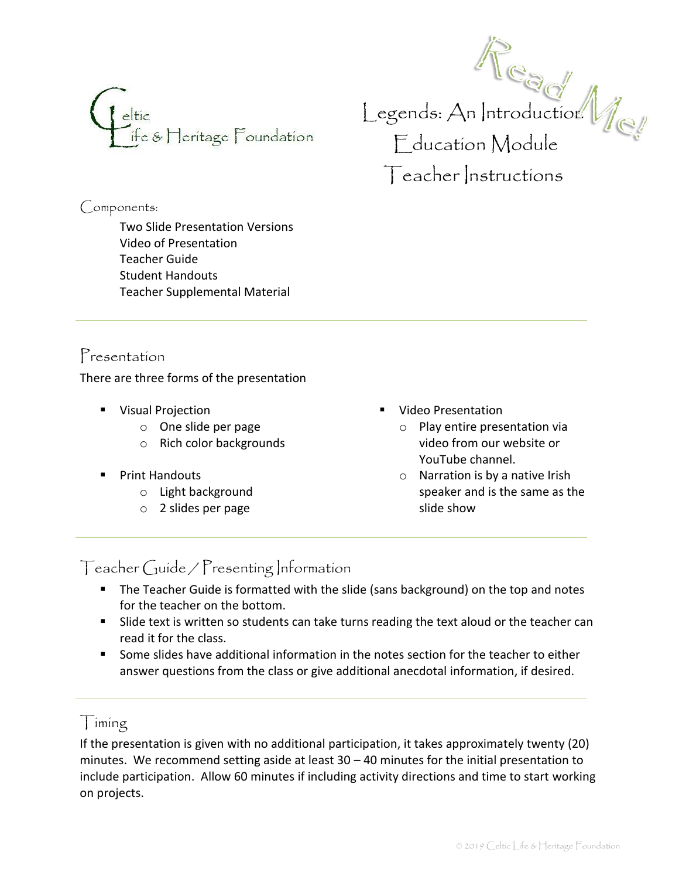Celtic Life & Heritage Foundation

# Legends: An Introduction Education Module Teacher Instructions

Read Me!

## Components:

Two Slide Presentation Versions
Video of Presentation
Teacher Guide
Student Handouts
Teacher Supplemental Material

## Presentation

There are three forms of the presentation

- Visual Projection
  - One slide per page
  - Rich color backgrounds
- Print Handouts
  - Light background
  - 2 slides per page
- Video Presentation
  - Play entire presentation via video from our website or YouTube channel.
  - Narration is by a native Irish speaker and is the same as the slide show

## Teacher Guide / Presenting Information

- The Teacher Guide is formatted with the slide (sans background) on the top and notes for the teacher on the bottom.
- Slide text is written so students can take turns reading the text aloud or the teacher can read it for the class.
- Some slides have additional information in the notes section for the teacher to either answer questions from the class or give additional anecdotal information, if desired.

## Timing

If the presentation is given with no additional participation, it takes approximately twenty (20) minutes. We recommend setting aside at least 30 – 40 minutes for the initial presentation to include participation. Allow 60 minutes if including activity directions and time to start working on projects.

© 2019 Celtic Life & Heritage Foundation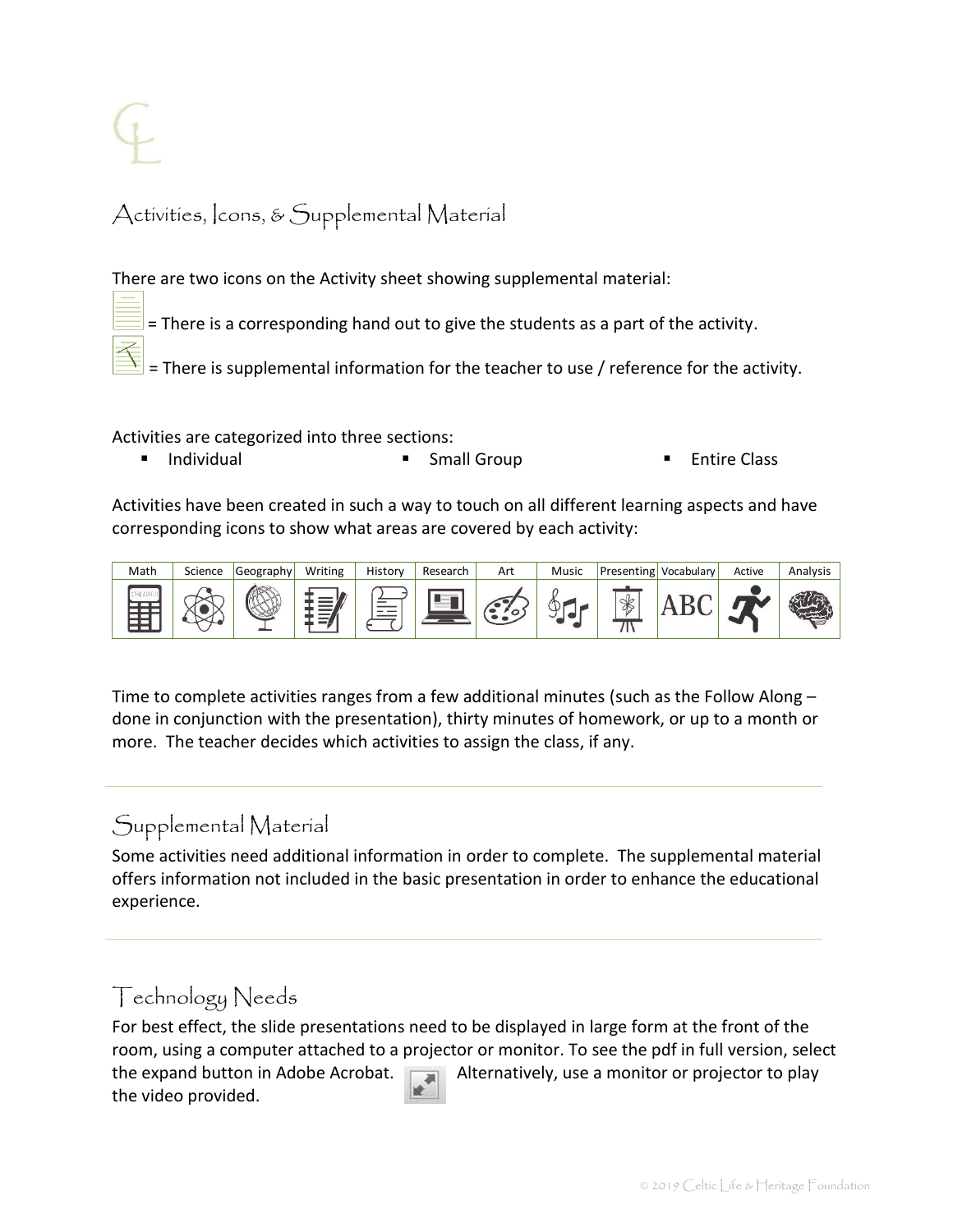## Activities, Icons, & Supplemental Material

There are two icons on the Activity sheet showing supplemental material:

= There is a corresponding hand out to give the students as a part of the activity.

= There is supplemental information for the teacher to use / reference for the activity.

Activities are categorized into three sections:

- Individual
- Small Group
- Entire Class

Activities have been created in such a way to touch on all different learning aspects and have corresponding icons to show what areas are covered by each activity:

| Math | Science | Geography | Writing | History | Research | Art | Music | Presenting | Vocabulary | Active | Analysis |
|---|---|---|---|---|---|---|---|---|---|---|---|
| | | | | | | | | | ABC | | |

Time to complete activities ranges from a few additional minutes (such as the Follow Along – done in conjunction with the presentation), thirty minutes of homework, or up to a month or more. The teacher decides which activities to assign the class, if any.

## Supplemental Material

Some activities need additional information in order to complete. The supplemental material offers information not included in the basic presentation in order to enhance the educational experience.

## Technology Needs

For best effect, the slide presentations need to be displayed in large form at the front of the room, using a computer attached to a projector or monitor. To see the pdf in full version, select the expand button in Adobe Acrobat. Alternatively, use a monitor or projector to play the video provided.

© 2019 Celtic Life & Heritage Foundation